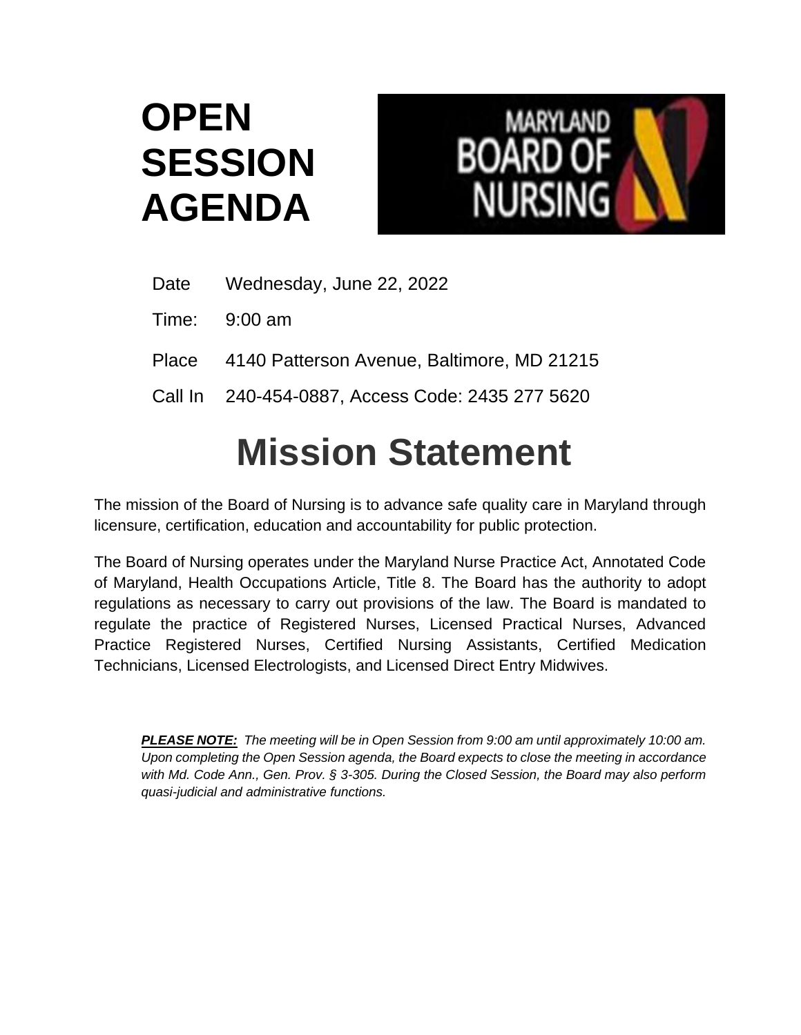# OPEN SESSION AGENDA

MARYLAND BOARD OF NURSING

| | |
|---|---|
| Date | Wednesday, June 22, 2022 |
| Time: | 9:00 am |
| Place | 4140 Patterson Avenue, Baltimore, MD 21215 |
| Call In | 240-454-0887, Access Code: 2435 277 5620 |

# Mission Statement

The mission of the Board of Nursing is to advance safe quality care in Maryland through licensure, certification, education and accountability for public protection.

The Board of Nursing operates under the Maryland Nurse Practice Act, Annotated Code of Maryland, Health Occupations Article, Title 8. The Board has the authority to adopt regulations as necessary to carry out provisions of the law. The Board is mandated to regulate the practice of Registered Nurses, Licensed Practical Nurses, Advanced Practice Registered Nurses, Certified Nursing Assistants, Certified Medication Technicians, Licensed Electrologists, and Licensed Direct Entry Midwives.

***PLEASE NOTE:*** *The meeting will be in Open Session from 9:00 am until approximately 10:00 am. Upon completing the Open Session agenda, the Board expects to close the meeting in accordance with Md. Code Ann., Gen. Prov. § 3-305. During the Closed Session, the Board may also perform quasi-judicial and administrative functions.*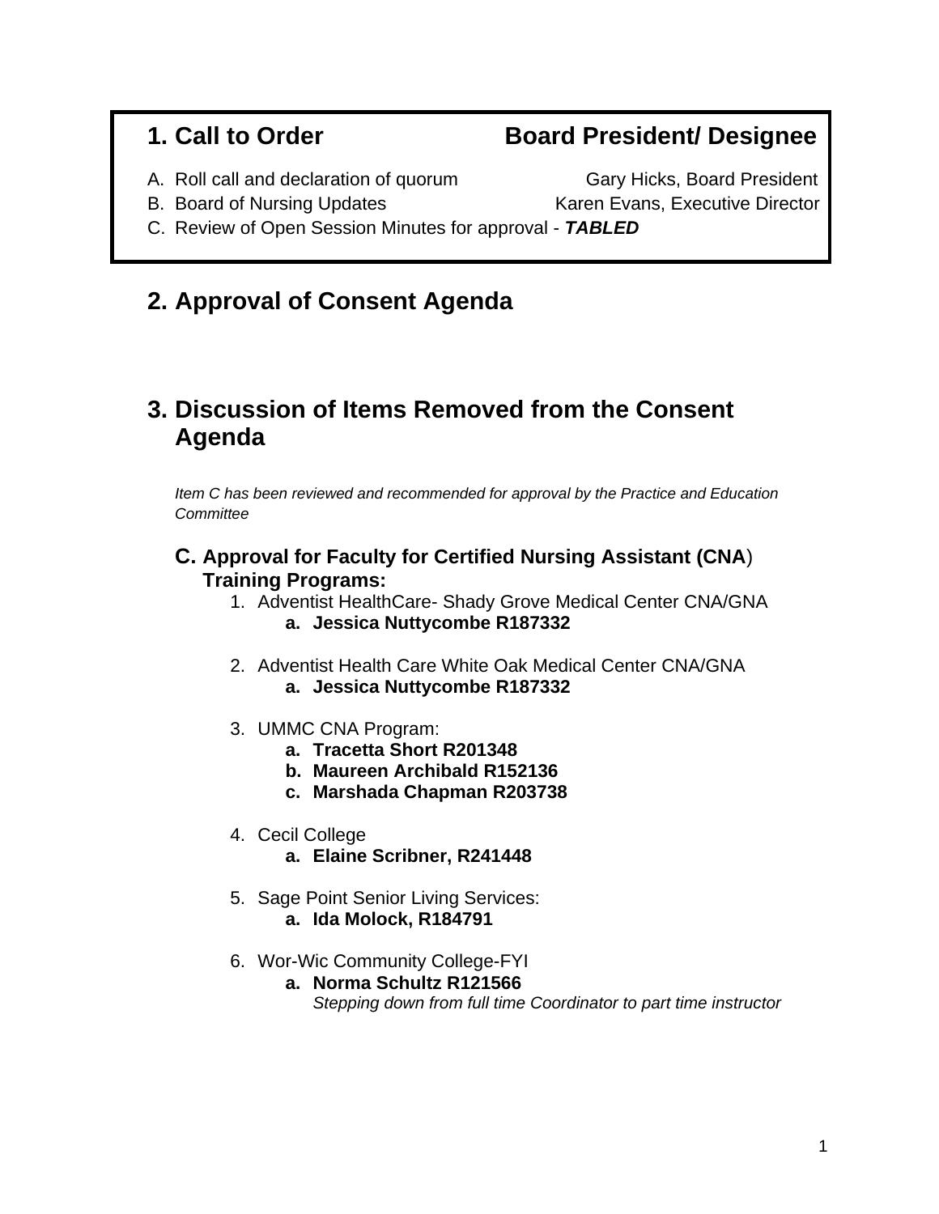## 1. Call to Order — Board President/ Designee

A. Roll call and declaration of quorum — Gary Hicks, Board President

B. Board of Nursing Updates — Karen Evans, Executive Director

C. Review of Open Session Minutes for approval - ***TABLED***

## 2. Approval of Consent Agenda

## 3. Discussion of Items Removed from the Consent Agenda

*Item C has been reviewed and recommended for approval by the Practice and Education Committee*

### C. Approval for Faculty for Certified Nursing Assistant (CNA) Training Programs:

1. Adventist HealthCare- Shady Grove Medical Center CNA/GNA
   a. **Jessica Nuttycombe R187332**

2. Adventist Health Care White Oak Medical Center CNA/GNA
   a. **Jessica Nuttycombe R187332**

3. UMMC CNA Program:
   a. **Tracetta Short R201348**
   b. **Maureen Archibald R152136**
   c. **Marshada Chapman R203738**

4. Cecil College
   a. **Elaine Scribner, R241448**

5. Sage Point Senior Living Services:
   a. **Ida Molock, R184791**

6. Wor-Wic Community College-FYI
   a. **Norma Schultz R121566**
      *Stepping down from full time Coordinator to part time instructor*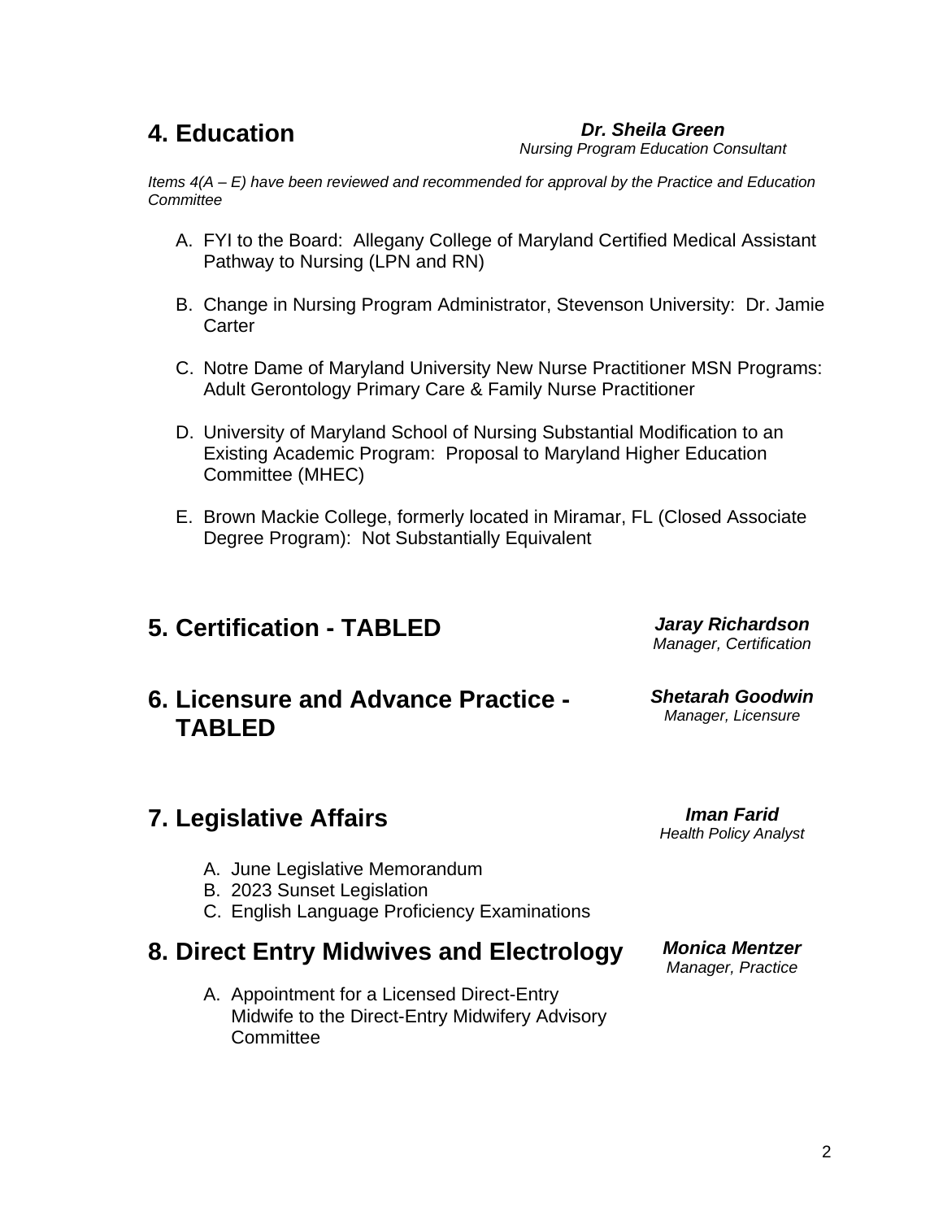## 4. Education

***Dr. Sheila Green***
*Nursing Program Education Consultant*

*Items 4(A – E) have been reviewed and recommended for approval by the Practice and Education Committee*

A. FYI to the Board: Allegany College of Maryland Certified Medical Assistant Pathway to Nursing (LPN and RN)

B. Change in Nursing Program Administrator, Stevenson University: Dr. Jamie Carter

C. Notre Dame of Maryland University New Nurse Practitioner MSN Programs: Adult Gerontology Primary Care & Family Nurse Practitioner

D. University of Maryland School of Nursing Substantial Modification to an Existing Academic Program: Proposal to Maryland Higher Education Committee (MHEC)

E. Brown Mackie College, formerly located in Miramar, FL (Closed Associate Degree Program): Not Substantially Equivalent

## 5. Certification - TABLED

***Jaray Richardson***
*Manager, Certification*

## 6. Licensure and Advance Practice - TABLED

***Shetarah Goodwin***
*Manager, Licensure*

## 7. Legislative Affairs

***Iman Farid***
*Health Policy Analyst*

A. June Legislative Memorandum
B. 2023 Sunset Legislation
C. English Language Proficiency Examinations

## 8. Direct Entry Midwives and Electrology

***Monica Mentzer***
*Manager, Practice*

A. Appointment for a Licensed Direct-Entry Midwife to the Direct-Entry Midwifery Advisory Committee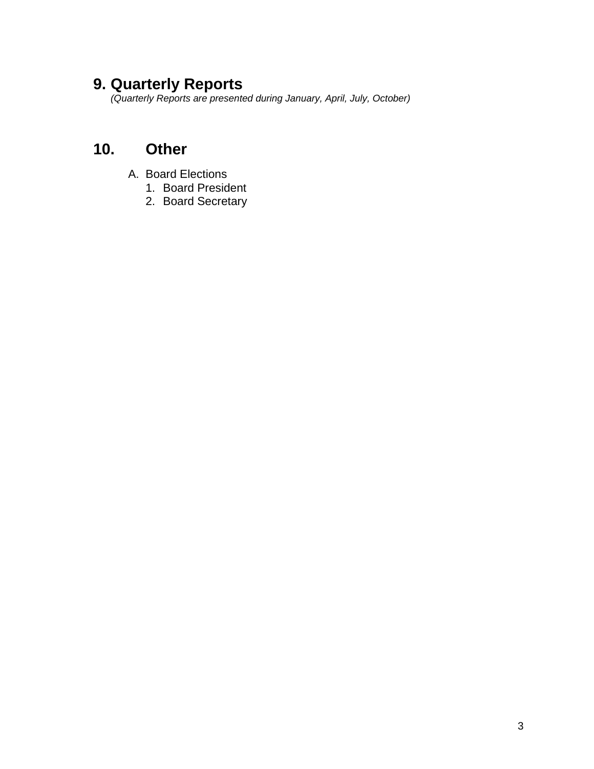## 9. Quarterly Reports

*(Quarterly Reports are presented during January, April, July, October)*

## 10. Other

A. Board Elections
   1. Board President
   2. Board Secretary